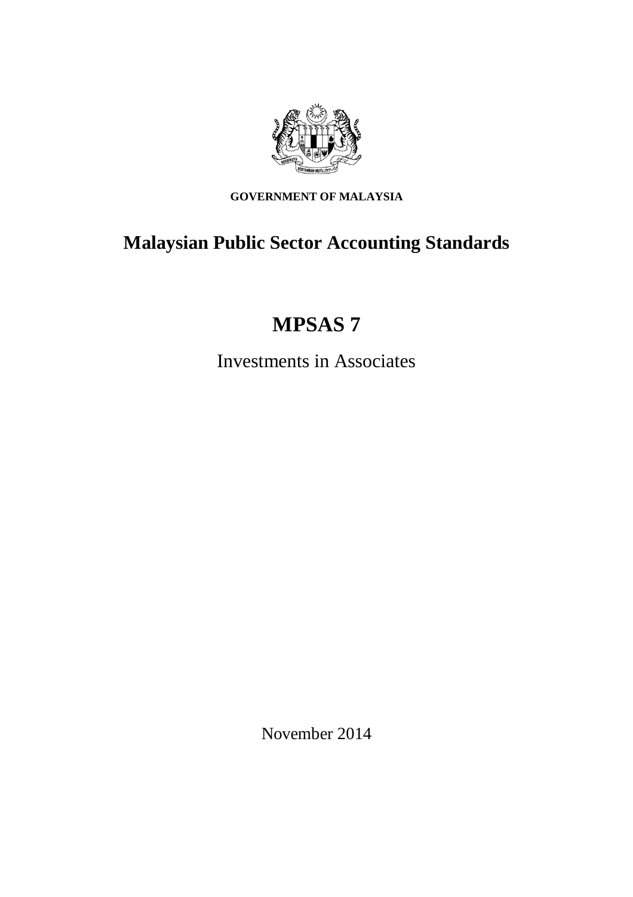**GOVERNMENT OF MALAYSIA**

# Malaysian Public Sector Accounting Standards

# MPSAS 7

Investments in Associates

November 2014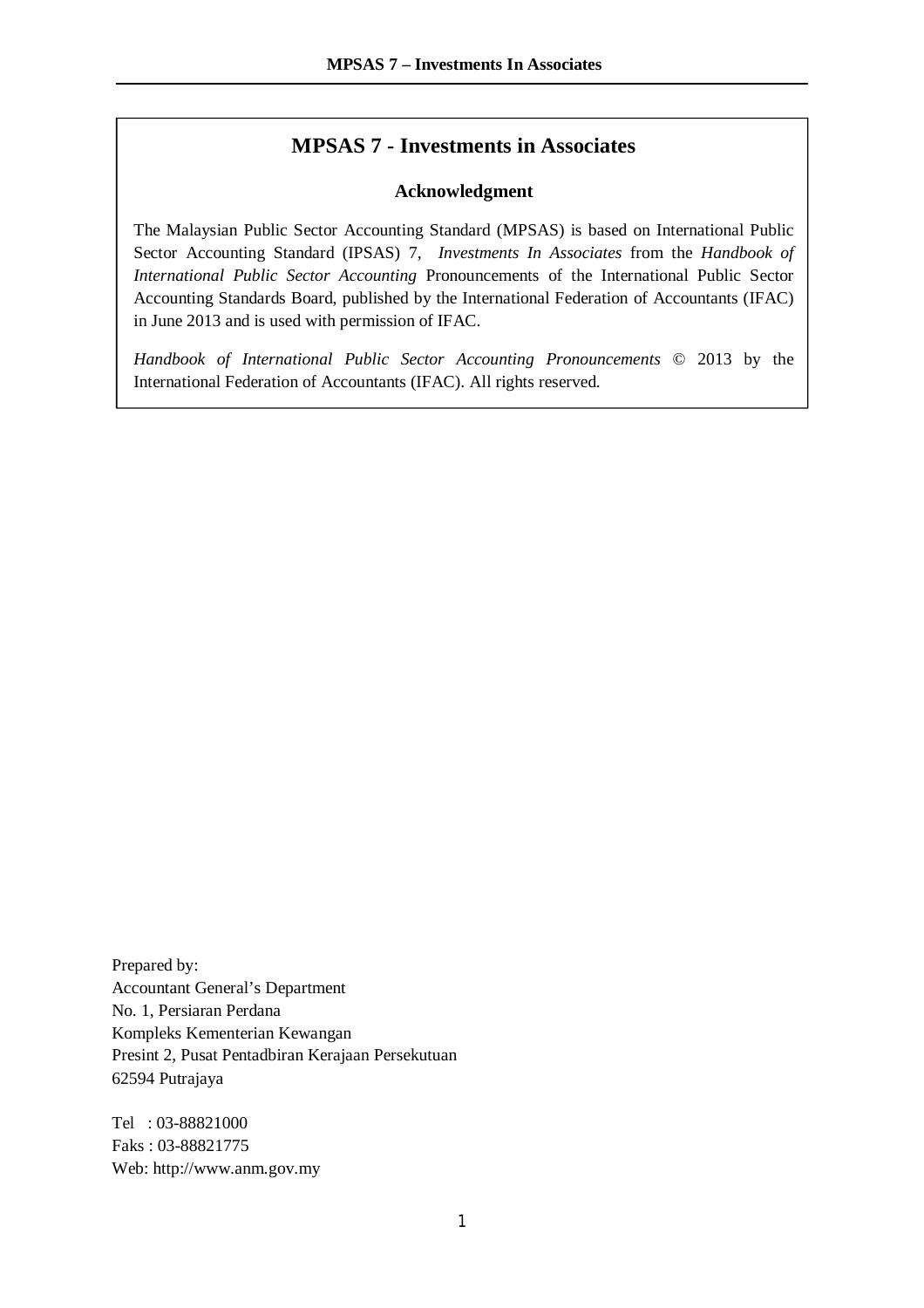# MPSAS 7 - Investments in Associates

### Acknowledgment

The Malaysian Public Sector Accounting Standard (MPSAS) is based on International Public Sector Accounting Standard (IPSAS) 7, *Investments In Associates* from the *Handbook of International Public Sector Accounting* Pronouncements of the International Public Sector Accounting Standards Board, published by the International Federation of Accountants (IFAC) in June 2013 and is used with permission of IFAC.

*Handbook of International Public Sector Accounting Pronouncements* © 2013 by the International Federation of Accountants (IFAC). All rights reserved.

Prepared by:
Accountant General's Department
No. 1, Persiaran Perdana
Kompleks Kementerian Kewangan
Presint 2, Pusat Pentadbiran Kerajaan Persekutuan
62594 Putrajaya

Tel : 03-88821000
Faks : 03-88821775
Web: http://www.anm.gov.my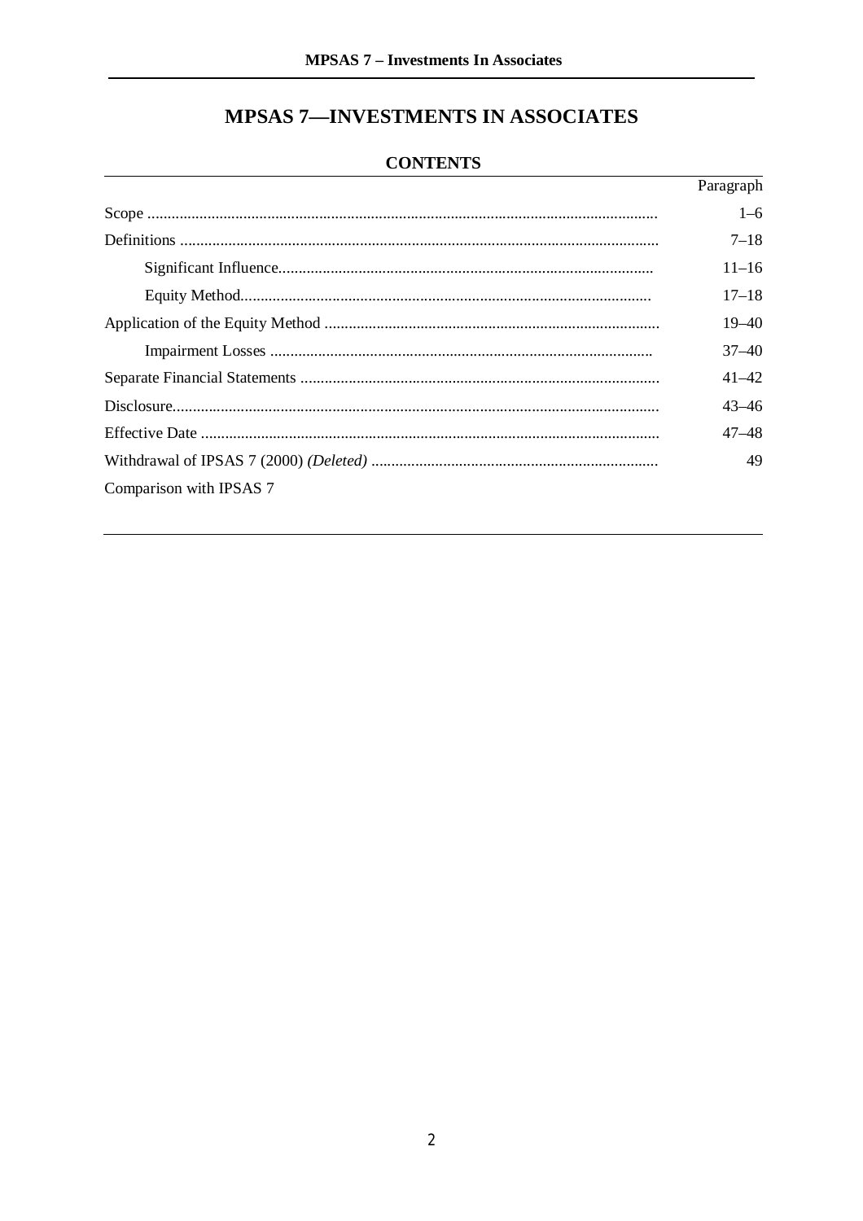# MPSAS 7—INVESTMENTS IN ASSOCIATES

## CONTENTS

| | Paragraph |
|---|---|
| Scope | 1–6 |
| Definitions | 7–18 |
| Significant Influence | 11–16 |
| Equity Method | 17–18 |
| Application of the Equity Method | 19–40 |
| Impairment Losses | 37–40 |
| Separate Financial Statements | 41–42 |
| Disclosure | 43–46 |
| Effective Date | 47–48 |
| Withdrawal of IPSAS 7 (2000) *(Deleted)* | 49 |
| Comparison with IPSAS 7 | |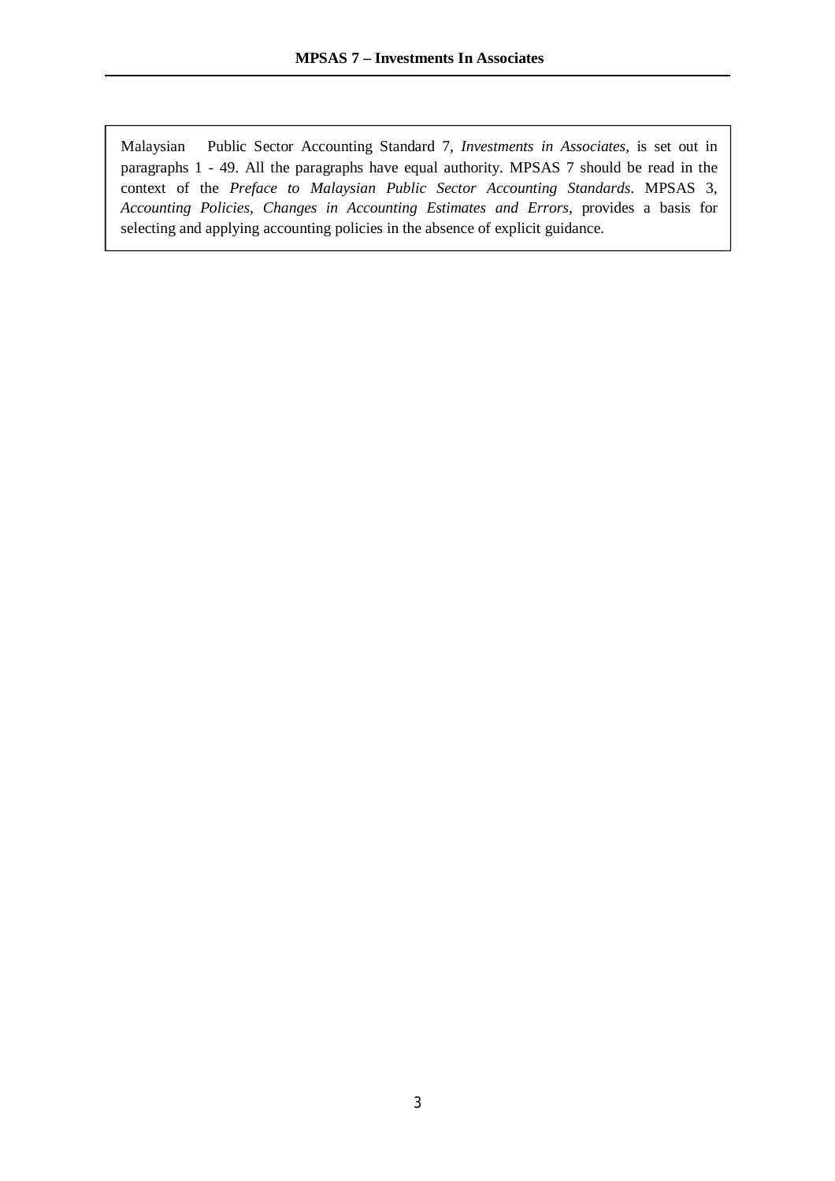Malaysian Public Sector Accounting Standard 7, *Investments in Associates*, is set out in paragraphs 1 - 49. All the paragraphs have equal authority. MPSAS 7 should be read in the context of the *Preface to Malaysian Public Sector Accounting Standards*. MPSAS 3, *Accounting Policies, Changes in Accounting Estimates and Errors*, provides a basis for selecting and applying accounting policies in the absence of explicit guidance.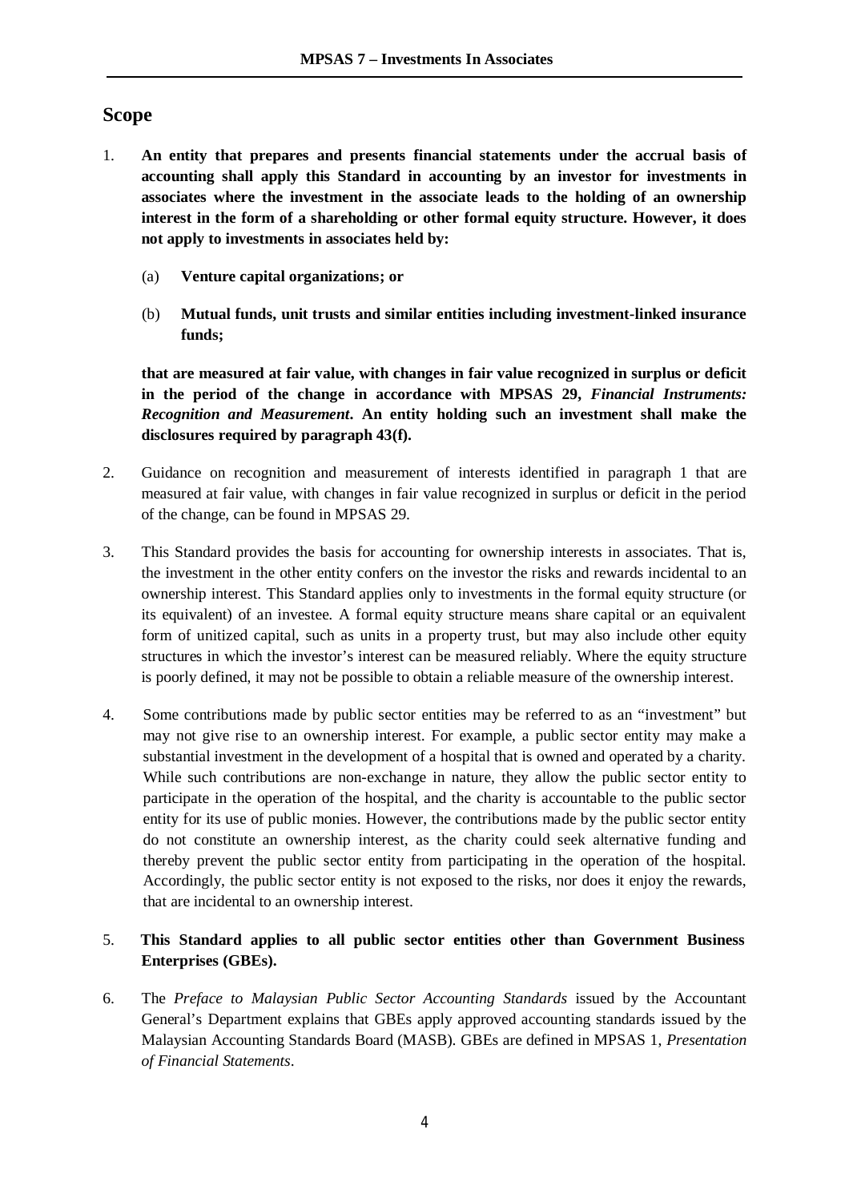## Scope

1. **An entity that prepares and presents financial statements under the accrual basis of accounting shall apply this Standard in accounting by an investor for investments in associates where the investment in the associate leads to the holding of an ownership interest in the form of a shareholding or other formal equity structure. However, it does not apply to investments in associates held by:**

    (a) **Venture capital organizations; or**

    (b) **Mutual funds, unit trusts and similar entities including investment-linked insurance funds;**

    **that are measured at fair value, with changes in fair value recognized in surplus or deficit in the period of the change in accordance with MPSAS 29,** ***Financial Instruments: Recognition and Measurement*****. An entity holding such an investment shall make the disclosures required by paragraph 43(f).**

2. Guidance on recognition and measurement of interests identified in paragraph 1 that are measured at fair value, with changes in fair value recognized in surplus or deficit in the period of the change, can be found in MPSAS 29.

3. This Standard provides the basis for accounting for ownership interests in associates. That is, the investment in the other entity confers on the investor the risks and rewards incidental to an ownership interest. This Standard applies only to investments in the formal equity structure (or its equivalent) of an investee. A formal equity structure means share capital or an equivalent form of unitized capital, such as units in a property trust, but may also include other equity structures in which the investor's interest can be measured reliably. Where the equity structure is poorly defined, it may not be possible to obtain a reliable measure of the ownership interest.

4. Some contributions made by public sector entities may be referred to as an "investment" but may not give rise to an ownership interest. For example, a public sector entity may make a substantial investment in the development of a hospital that is owned and operated by a charity. While such contributions are non-exchange in nature, they allow the public sector entity to participate in the operation of the hospital, and the charity is accountable to the public sector entity for its use of public monies. However, the contributions made by the public sector entity do not constitute an ownership interest, as the charity could seek alternative funding and thereby prevent the public sector entity from participating in the operation of the hospital. Accordingly, the public sector entity is not exposed to the risks, nor does it enjoy the rewards, that are incidental to an ownership interest.

5. **This Standard applies to all public sector entities other than Government Business Enterprises (GBEs).**

6. The *Preface to Malaysian Public Sector Accounting Standards* issued by the Accountant General's Department explains that GBEs apply approved accounting standards issued by the Malaysian Accounting Standards Board (MASB). GBEs are defined in MPSAS 1, *Presentation of Financial Statements*.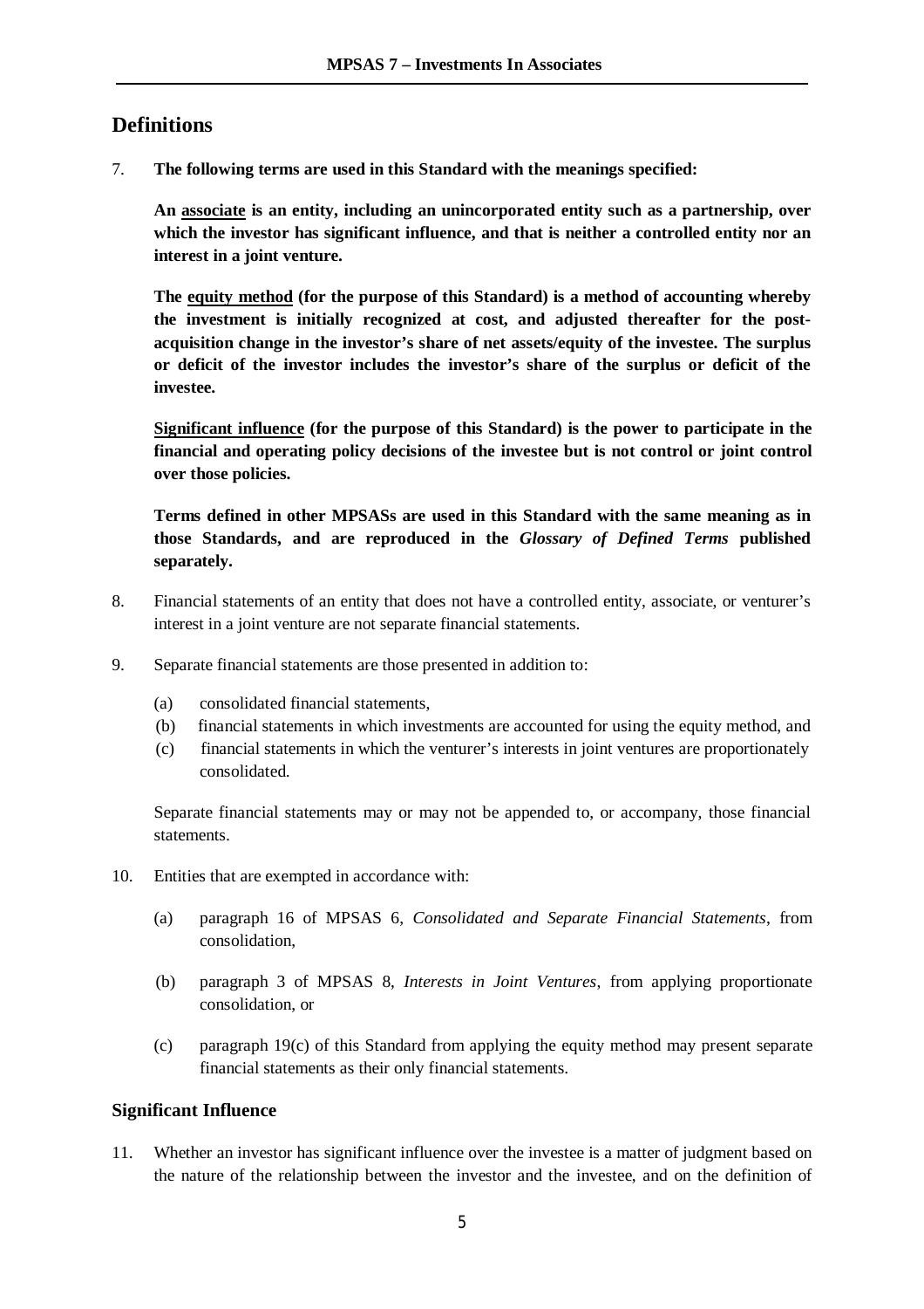## Definitions

7. **The following terms are used in this Standard with the meanings specified:**

   **An <u>associate</u> is an entity, including an unincorporated entity such as a partnership, over which the investor has significant influence, and that is neither a controlled entity nor an interest in a joint venture.**

   **The <u>equity method</u> (for the purpose of this Standard) is a method of accounting whereby the investment is initially recognized at cost, and adjusted thereafter for the post-acquisition change in the investor's share of net assets/equity of the investee. The surplus or deficit of the investor includes the investor's share of the surplus or deficit of the investee.**

   **<u>Significant influence</u> (for the purpose of this Standard) is the power to participate in the financial and operating policy decisions of the investee but is not control or joint control over those policies.**

   **Terms defined in other MPSASs are used in this Standard with the same meaning as in those Standards, and are reproduced in the *Glossary of Defined Terms* published separately.**

8. Financial statements of an entity that does not have a controlled entity, associate, or venturer's interest in a joint venture are not separate financial statements.

9. Separate financial statements are those presented in addition to:

   (a) consolidated financial statements,
   (b) financial statements in which investments are accounted for using the equity method, and
   (c) financial statements in which the venturer's interests in joint ventures are proportionately consolidated.

   Separate financial statements may or may not be appended to, or accompany, those financial statements.

10. Entities that are exempted in accordance with:

    (a) paragraph 16 of MPSAS 6, *Consolidated and Separate Financial Statements*, from consolidation,

    (b) paragraph 3 of MPSAS 8, *Interests in Joint Ventures*, from applying proportionate consolidation, or

    (c) paragraph 19(c) of this Standard from applying the equity method may present separate financial statements as their only financial statements.

### Significant Influence

11. Whether an investor has significant influence over the investee is a matter of judgment based on the nature of the relationship between the investor and the investee, and on the definition of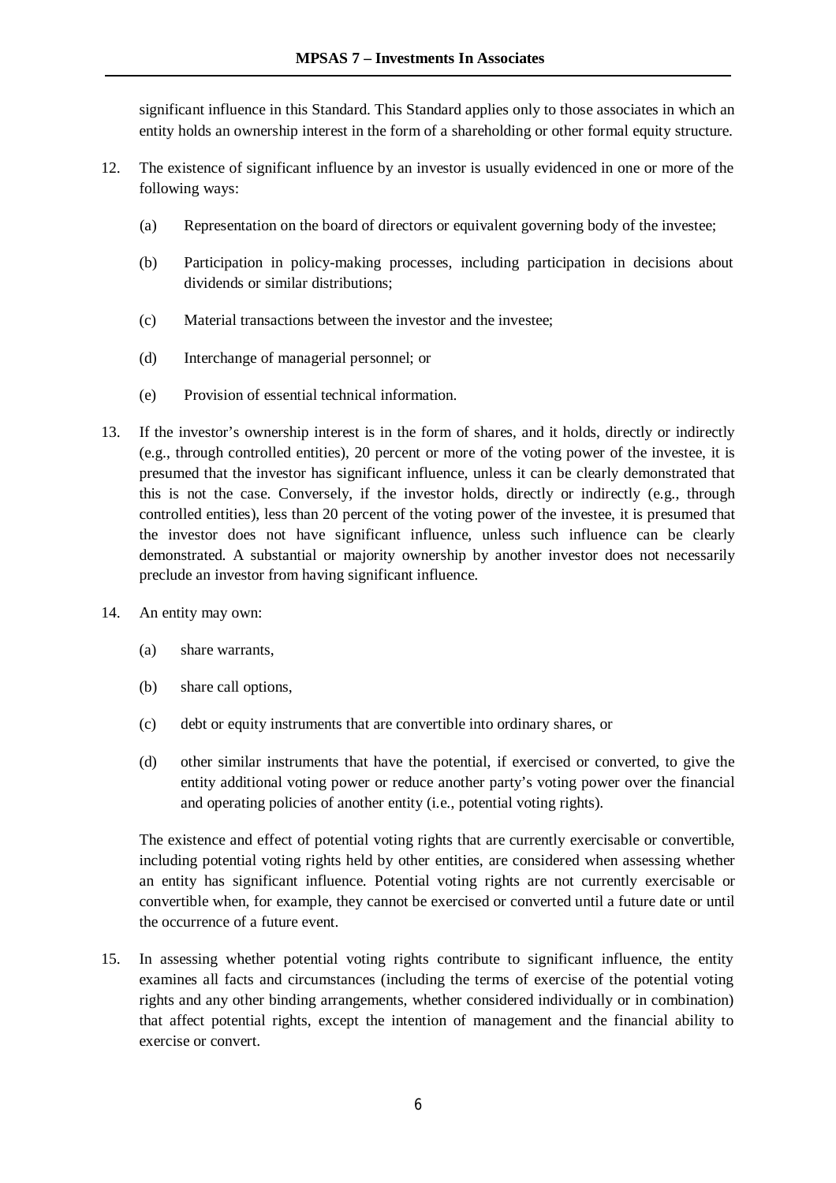significant influence in this Standard. This Standard applies only to those associates in which an entity holds an ownership interest in the form of a shareholding or other formal equity structure.

12. The existence of significant influence by an investor is usually evidenced in one or more of the following ways:

    (a) Representation on the board of directors or equivalent governing body of the investee;

    (b) Participation in policy-making processes, including participation in decisions about dividends or similar distributions;

    (c) Material transactions between the investor and the investee;

    (d) Interchange of managerial personnel; or

    (e) Provision of essential technical information.

13. If the investor's ownership interest is in the form of shares, and it holds, directly or indirectly (e.g., through controlled entities), 20 percent or more of the voting power of the investee, it is presumed that the investor has significant influence, unless it can be clearly demonstrated that this is not the case. Conversely, if the investor holds, directly or indirectly (e.g., through controlled entities), less than 20 percent of the voting power of the investee, it is presumed that the investor does not have significant influence, unless such influence can be clearly demonstrated. A substantial or majority ownership by another investor does not necessarily preclude an investor from having significant influence.

14. An entity may own:

    (a) share warrants,

    (b) share call options,

    (c) debt or equity instruments that are convertible into ordinary shares, or

    (d) other similar instruments that have the potential, if exercised or converted, to give the entity additional voting power or reduce another party's voting power over the financial and operating policies of another entity (i.e., potential voting rights).

    The existence and effect of potential voting rights that are currently exercisable or convertible, including potential voting rights held by other entities, are considered when assessing whether an entity has significant influence. Potential voting rights are not currently exercisable or convertible when, for example, they cannot be exercised or converted until a future date or until the occurrence of a future event.

15. In assessing whether potential voting rights contribute to significant influence, the entity examines all facts and circumstances (including the terms of exercise of the potential voting rights and any other binding arrangements, whether considered individually or in combination) that affect potential rights, except the intention of management and the financial ability to exercise or convert.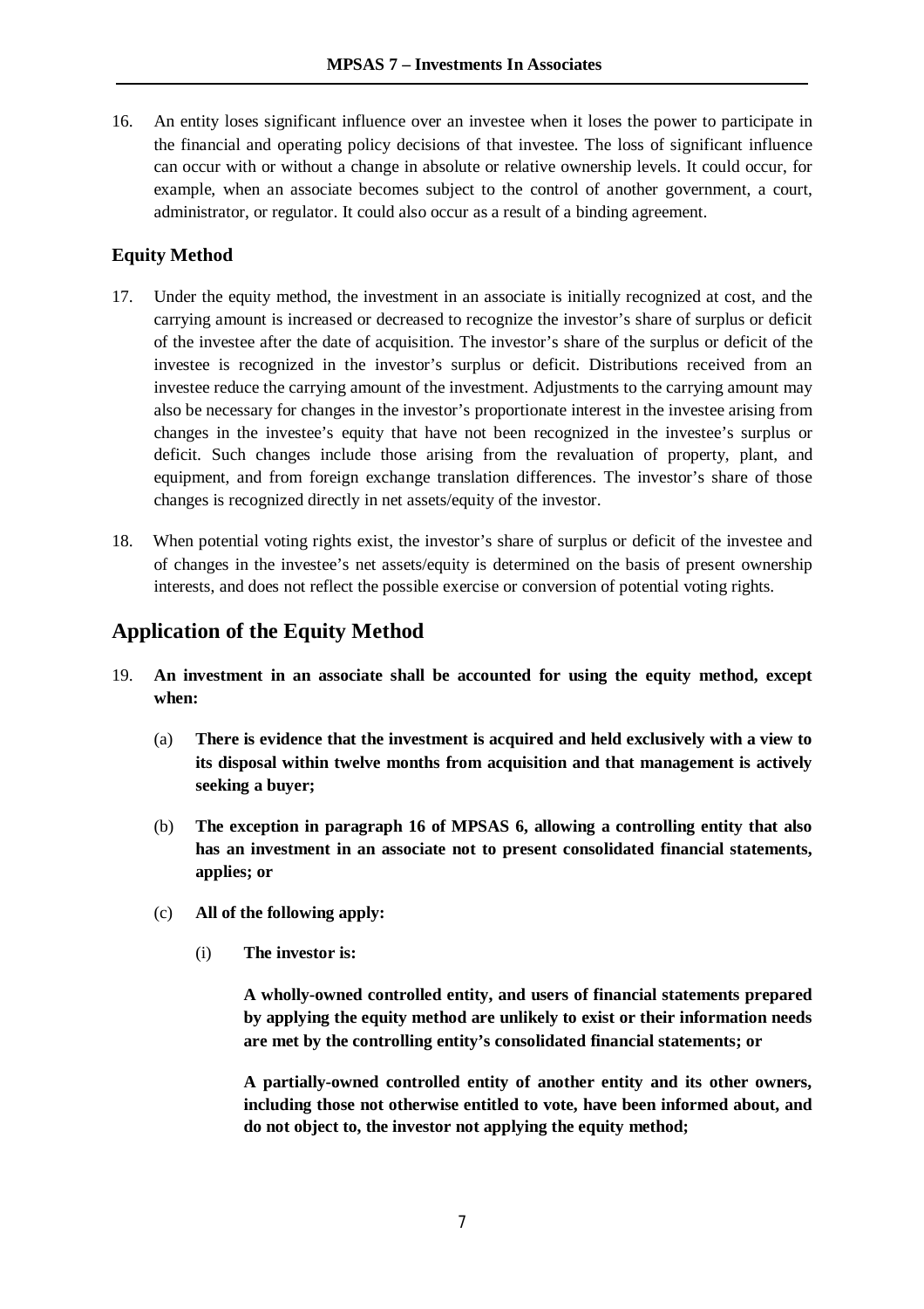16. An entity loses significant influence over an investee when it loses the power to participate in the financial and operating policy decisions of that investee. The loss of significant influence can occur with or without a change in absolute or relative ownership levels. It could occur, for example, when an associate becomes subject to the control of another government, a court, administrator, or regulator. It could also occur as a result of a binding agreement.

### Equity Method

17. Under the equity method, the investment in an associate is initially recognized at cost, and the carrying amount is increased or decreased to recognize the investor's share of surplus or deficit of the investee after the date of acquisition. The investor's share of the surplus or deficit of the investee is recognized in the investor's surplus or deficit. Distributions received from an investee reduce the carrying amount of the investment. Adjustments to the carrying amount may also be necessary for changes in the investor's proportionate interest in the investee arising from changes in the investee's equity that have not been recognized in the investee's surplus or deficit. Such changes include those arising from the revaluation of property, plant, and equipment, and from foreign exchange translation differences. The investor's share of those changes is recognized directly in net assets/equity of the investor.

18. When potential voting rights exist, the investor's share of surplus or deficit of the investee and of changes in the investee's net assets/equity is determined on the basis of present ownership interests, and does not reflect the possible exercise or conversion of potential voting rights.

## Application of the Equity Method

19. **An investment in an associate shall be accounted for using the equity method, except when:**

    (a) **There is evidence that the investment is acquired and held exclusively with a view to its disposal within twelve months from acquisition and that management is actively seeking a buyer;**

    (b) **The exception in paragraph 16 of MPSAS 6, allowing a controlling entity that also has an investment in an associate not to present consolidated financial statements, applies; or**

    (c) **All of the following apply:**

        (i) **The investor is:**

        **A wholly-owned controlled entity, and users of financial statements prepared by applying the equity method are unlikely to exist or their information needs are met by the controlling entity's consolidated financial statements; or**

        **A partially-owned controlled entity of another entity and its other owners, including those not otherwise entitled to vote, have been informed about, and do not object to, the investor not applying the equity method;**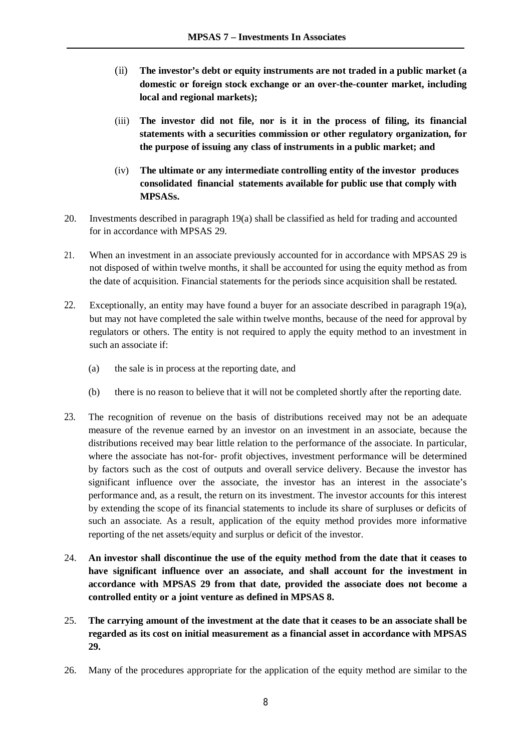(ii) **The investor's debt or equity instruments are not traded in a public market (a domestic or foreign stock exchange or an over-the-counter market, including local and regional markets);**

(iii) **The investor did not file, nor is it in the process of filing, its financial statements with a securities commission or other regulatory organization, for the purpose of issuing any class of instruments in a public market; and**

(iv) **The ultimate or any intermediate controlling entity of the investor produces consolidated financial statements available for public use that comply with MPSASs.**

20. Investments described in paragraph 19(a) shall be classified as held for trading and accounted for in accordance with MPSAS 29.

21. When an investment in an associate previously accounted for in accordance with MPSAS 29 is not disposed of within twelve months, it shall be accounted for using the equity method as from the date of acquisition. Financial statements for the periods since acquisition shall be restated.

22. Exceptionally, an entity may have found a buyer for an associate described in paragraph 19(a), but may not have completed the sale within twelve months, because of the need for approval by regulators or others. The entity is not required to apply the equity method to an investment in such an associate if:

(a) the sale is in process at the reporting date, and

(b) there is no reason to believe that it will not be completed shortly after the reporting date.

23. The recognition of revenue on the basis of distributions received may not be an adequate measure of the revenue earned by an investor on an investment in an associate, because the distributions received may bear little relation to the performance of the associate. In particular, where the associate has not-for- profit objectives, investment performance will be determined by factors such as the cost of outputs and overall service delivery. Because the investor has significant influence over the associate, the investor has an interest in the associate's performance and, as a result, the return on its investment. The investor accounts for this interest by extending the scope of its financial statements to include its share of surpluses or deficits of such an associate. As a result, application of the equity method provides more informative reporting of the net assets/equity and surplus or deficit of the investor.

24. **An investor shall discontinue the use of the equity method from the date that it ceases to have significant influence over an associate, and shall account for the investment in accordance with MPSAS 29 from that date, provided the associate does not become a controlled entity or a joint venture as defined in MPSAS 8.**

25. **The carrying amount of the investment at the date that it ceases to be an associate shall be regarded as its cost on initial measurement as a financial asset in accordance with MPSAS 29.**

26. Many of the procedures appropriate for the application of the equity method are similar to the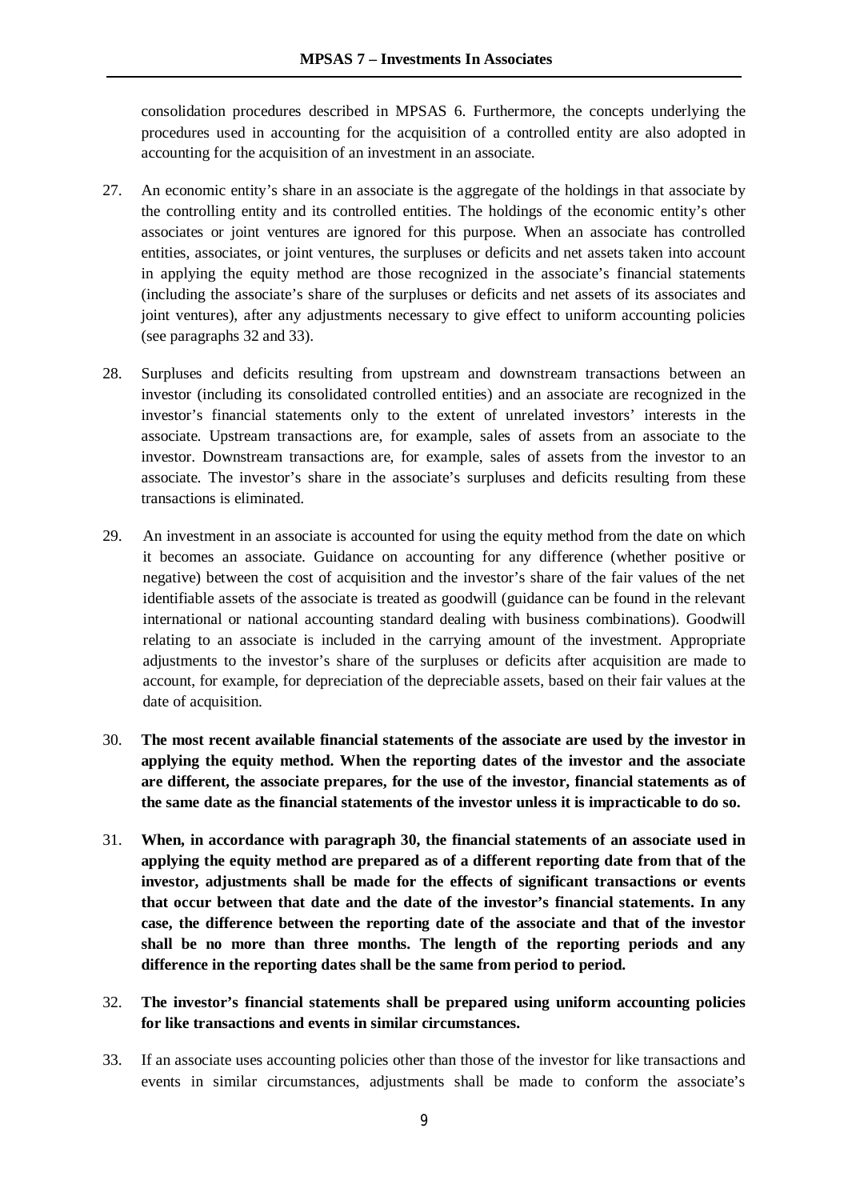consolidation procedures described in MPSAS 6. Furthermore, the concepts underlying the procedures used in accounting for the acquisition of a controlled entity are also adopted in accounting for the acquisition of an investment in an associate.

27. An economic entity's share in an associate is the aggregate of the holdings in that associate by the controlling entity and its controlled entities. The holdings of the economic entity's other associates or joint ventures are ignored for this purpose. When an associate has controlled entities, associates, or joint ventures, the surpluses or deficits and net assets taken into account in applying the equity method are those recognized in the associate's financial statements (including the associate's share of the surpluses or deficits and net assets of its associates and joint ventures), after any adjustments necessary to give effect to uniform accounting policies (see paragraphs 32 and 33).

28. Surpluses and deficits resulting from upstream and downstream transactions between an investor (including its consolidated controlled entities) and an associate are recognized in the investor's financial statements only to the extent of unrelated investors' interests in the associate. Upstream transactions are, for example, sales of assets from an associate to the investor. Downstream transactions are, for example, sales of assets from the investor to an associate. The investor's share in the associate's surpluses and deficits resulting from these transactions is eliminated.

29. An investment in an associate is accounted for using the equity method from the date on which it becomes an associate. Guidance on accounting for any difference (whether positive or negative) between the cost of acquisition and the investor's share of the fair values of the net identifiable assets of the associate is treated as goodwill (guidance can be found in the relevant international or national accounting standard dealing with business combinations). Goodwill relating to an associate is included in the carrying amount of the investment. Appropriate adjustments to the investor's share of the surpluses or deficits after acquisition are made to account, for example, for depreciation of the depreciable assets, based on their fair values at the date of acquisition.

30. **The most recent available financial statements of the associate are used by the investor in applying the equity method. When the reporting dates of the investor and the associate are different, the associate prepares, for the use of the investor, financial statements as of the same date as the financial statements of the investor unless it is impracticable to do so.**

31. **When, in accordance with paragraph 30, the financial statements of an associate used in applying the equity method are prepared as of a different reporting date from that of the investor, adjustments shall be made for the effects of significant transactions or events that occur between that date and the date of the investor's financial statements. In any case, the difference between the reporting date of the associate and that of the investor shall be no more than three months. The length of the reporting periods and any difference in the reporting dates shall be the same from period to period.**

32. **The investor's financial statements shall be prepared using uniform accounting policies for like transactions and events in similar circumstances.**

33. If an associate uses accounting policies other than those of the investor for like transactions and events in similar circumstances, adjustments shall be made to conform the associate's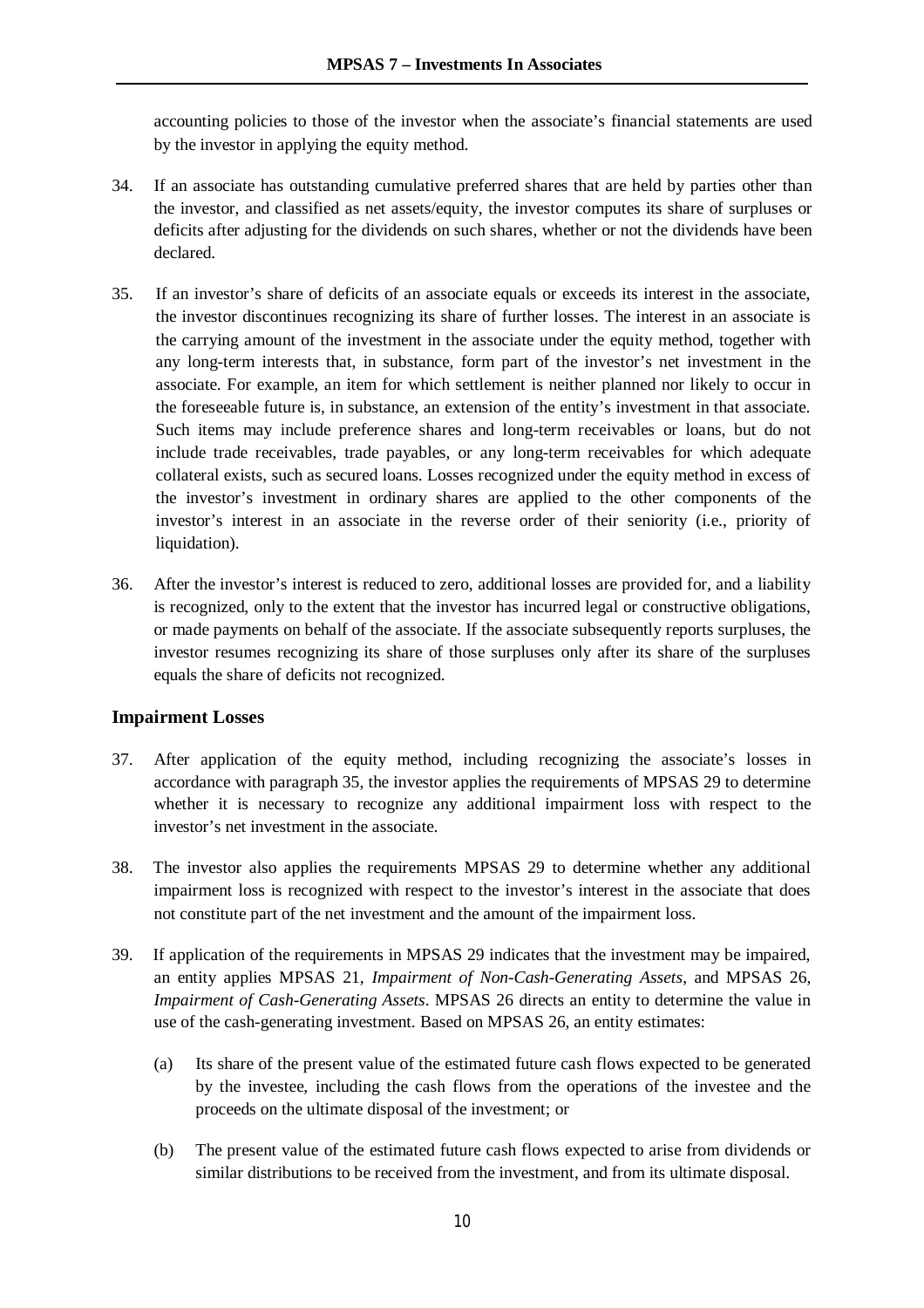accounting policies to those of the investor when the associate's financial statements are used by the investor in applying the equity method.

34. If an associate has outstanding cumulative preferred shares that are held by parties other than the investor, and classified as net assets/equity, the investor computes its share of surpluses or deficits after adjusting for the dividends on such shares, whether or not the dividends have been declared.

35. If an investor's share of deficits of an associate equals or exceeds its interest in the associate, the investor discontinues recognizing its share of further losses. The interest in an associate is the carrying amount of the investment in the associate under the equity method, together with any long-term interests that, in substance, form part of the investor's net investment in the associate. For example, an item for which settlement is neither planned nor likely to occur in the foreseeable future is, in substance, an extension of the entity's investment in that associate. Such items may include preference shares and long-term receivables or loans, but do not include trade receivables, trade payables, or any long-term receivables for which adequate collateral exists, such as secured loans. Losses recognized under the equity method in excess of the investor's investment in ordinary shares are applied to the other components of the investor's interest in an associate in the reverse order of their seniority (i.e., priority of liquidation).

36. After the investor's interest is reduced to zero, additional losses are provided for, and a liability is recognized, only to the extent that the investor has incurred legal or constructive obligations, or made payments on behalf of the associate. If the associate subsequently reports surpluses, the investor resumes recognizing its share of those surpluses only after its share of the surpluses equals the share of deficits not recognized.

### Impairment Losses

37. After application of the equity method, including recognizing the associate's losses in accordance with paragraph 35, the investor applies the requirements of MPSAS 29 to determine whether it is necessary to recognize any additional impairment loss with respect to the investor's net investment in the associate.

38. The investor also applies the requirements MPSAS 29 to determine whether any additional impairment loss is recognized with respect to the investor's interest in the associate that does not constitute part of the net investment and the amount of the impairment loss.

39. If application of the requirements in MPSAS 29 indicates that the investment may be impaired, an entity applies MPSAS 21, *Impairment of Non-Cash-Generating Assets*, and MPSAS 26, *Impairment of Cash-Generating Assets*. MPSAS 26 directs an entity to determine the value in use of the cash-generating investment. Based on MPSAS 26, an entity estimates:

    (a) Its share of the present value of the estimated future cash flows expected to be generated by the investee, including the cash flows from the operations of the investee and the proceeds on the ultimate disposal of the investment; or

    (b) The present value of the estimated future cash flows expected to arise from dividends or similar distributions to be received from the investment, and from its ultimate disposal.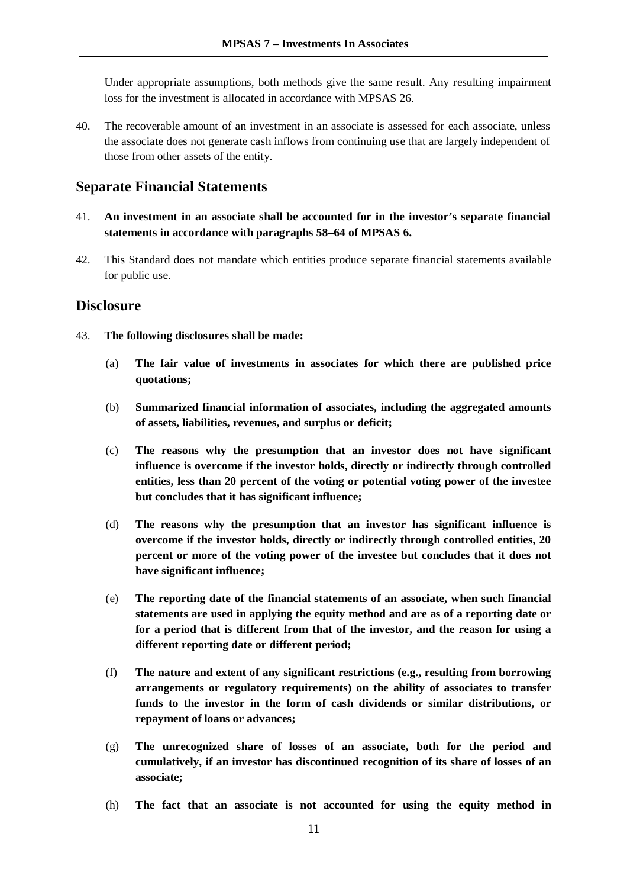Under appropriate assumptions, both methods give the same result. Any resulting impairment loss for the investment is allocated in accordance with MPSAS 26.

40. The recoverable amount of an investment in an associate is assessed for each associate, unless the associate does not generate cash inflows from continuing use that are largely independent of those from other assets of the entity.

## Separate Financial Statements

41. **An investment in an associate shall be accounted for in the investor's separate financial statements in accordance with paragraphs 58–64 of MPSAS 6.**

42. This Standard does not mandate which entities produce separate financial statements available for public use.

## Disclosure

43. **The following disclosures shall be made:**

    (a) **The fair value of investments in associates for which there are published price quotations;**

    (b) **Summarized financial information of associates, including the aggregated amounts of assets, liabilities, revenues, and surplus or deficit;**

    (c) **The reasons why the presumption that an investor does not have significant influence is overcome if the investor holds, directly or indirectly through controlled entities, less than 20 percent of the voting or potential voting power of the investee but concludes that it has significant influence;**

    (d) **The reasons why the presumption that an investor has significant influence is overcome if the investor holds, directly or indirectly through controlled entities, 20 percent or more of the voting power of the investee but concludes that it does not have significant influence;**

    (e) **The reporting date of the financial statements of an associate, when such financial statements are used in applying the equity method and are as of a reporting date or for a period that is different from that of the investor, and the reason for using a different reporting date or different period;**

    (f) **The nature and extent of any significant restrictions (e.g., resulting from borrowing arrangements or regulatory requirements) on the ability of associates to transfer funds to the investor in the form of cash dividends or similar distributions, or repayment of loans or advances;**

    (g) **The unrecognized share of losses of an associate, both for the period and cumulatively, if an investor has discontinued recognition of its share of losses of an associate;**

    (h) **The fact that an associate is not accounted for using the equity method in**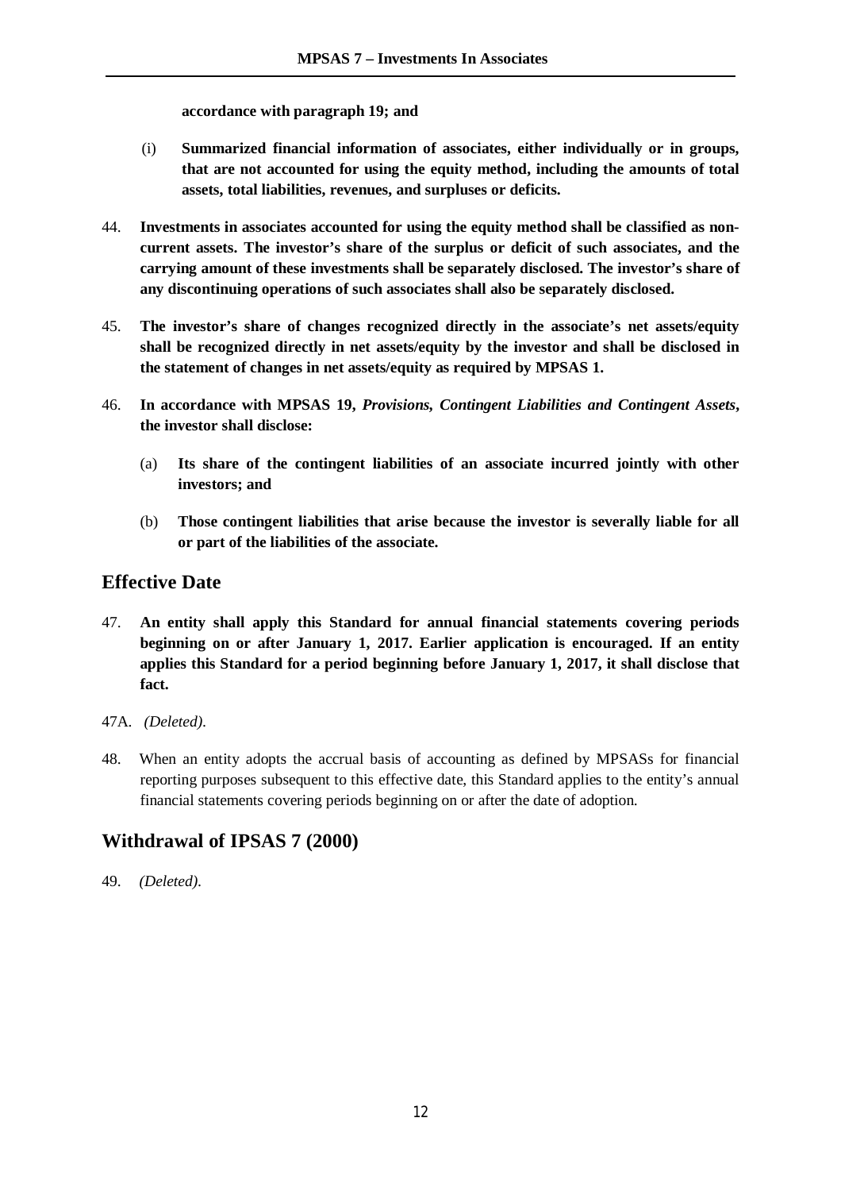**accordance with paragraph 19; and**

(i) **Summarized financial information of associates, either individually or in groups, that are not accounted for using the equity method, including the amounts of total assets, total liabilities, revenues, and surpluses or deficits.**

44. **Investments in associates accounted for using the equity method shall be classified as non-current assets. The investor's share of the surplus or deficit of such associates, and the carrying amount of these investments shall be separately disclosed. The investor's share of any discontinuing operations of such associates shall also be separately disclosed.**

45. **The investor's share of changes recognized directly in the associate's net assets/equity shall be recognized directly in net assets/equity by the investor and shall be disclosed in the statement of changes in net assets/equity as required by MPSAS 1.**

46. **In accordance with MPSAS 19, *Provisions, Contingent Liabilities and Contingent Assets*, the investor shall disclose:**

    (a) **Its share of the contingent liabilities of an associate incurred jointly with other investors; and**

    (b) **Those contingent liabilities that arise because the investor is severally liable for all or part of the liabilities of the associate.**

## Effective Date

47. **An entity shall apply this Standard for annual financial statements covering periods beginning on or after January 1, 2017. Earlier application is encouraged. If an entity applies this Standard for a period beginning before January 1, 2017, it shall disclose that fact.**

47A. *(Deleted).*

48. When an entity adopts the accrual basis of accounting as defined by MPSASs for financial reporting purposes subsequent to this effective date, this Standard applies to the entity's annual financial statements covering periods beginning on or after the date of adoption.

## Withdrawal of IPSAS 7 (2000)

49. *(Deleted).*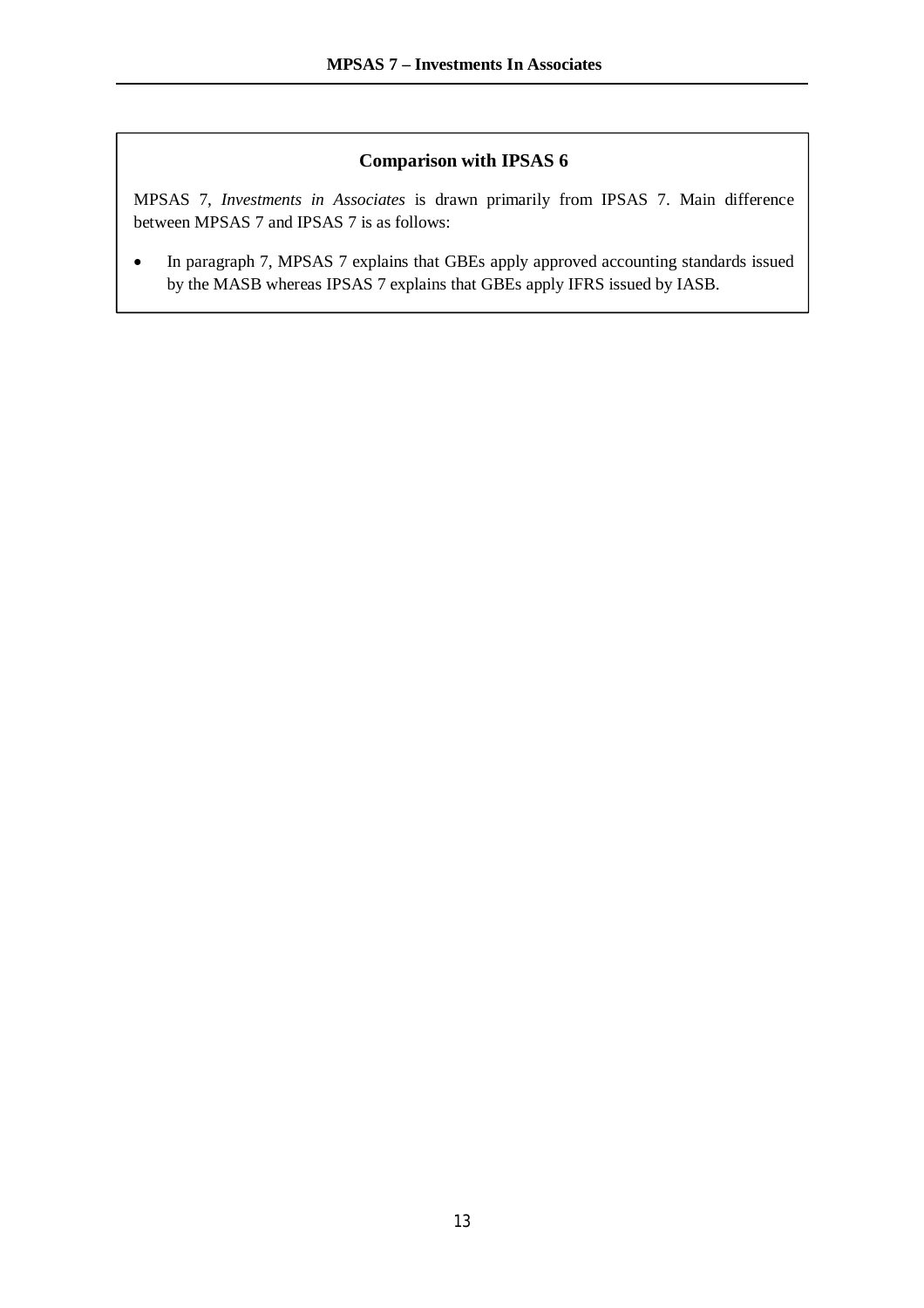## Comparison with IPSAS 6

MPSAS 7, *Investments in Associates* is drawn primarily from IPSAS 7. Main difference between MPSAS 7 and IPSAS 7 is as follows:

- In paragraph 7, MPSAS 7 explains that GBEs apply approved accounting standards issued by the MASB whereas IPSAS 7 explains that GBEs apply IFRS issued by IASB.